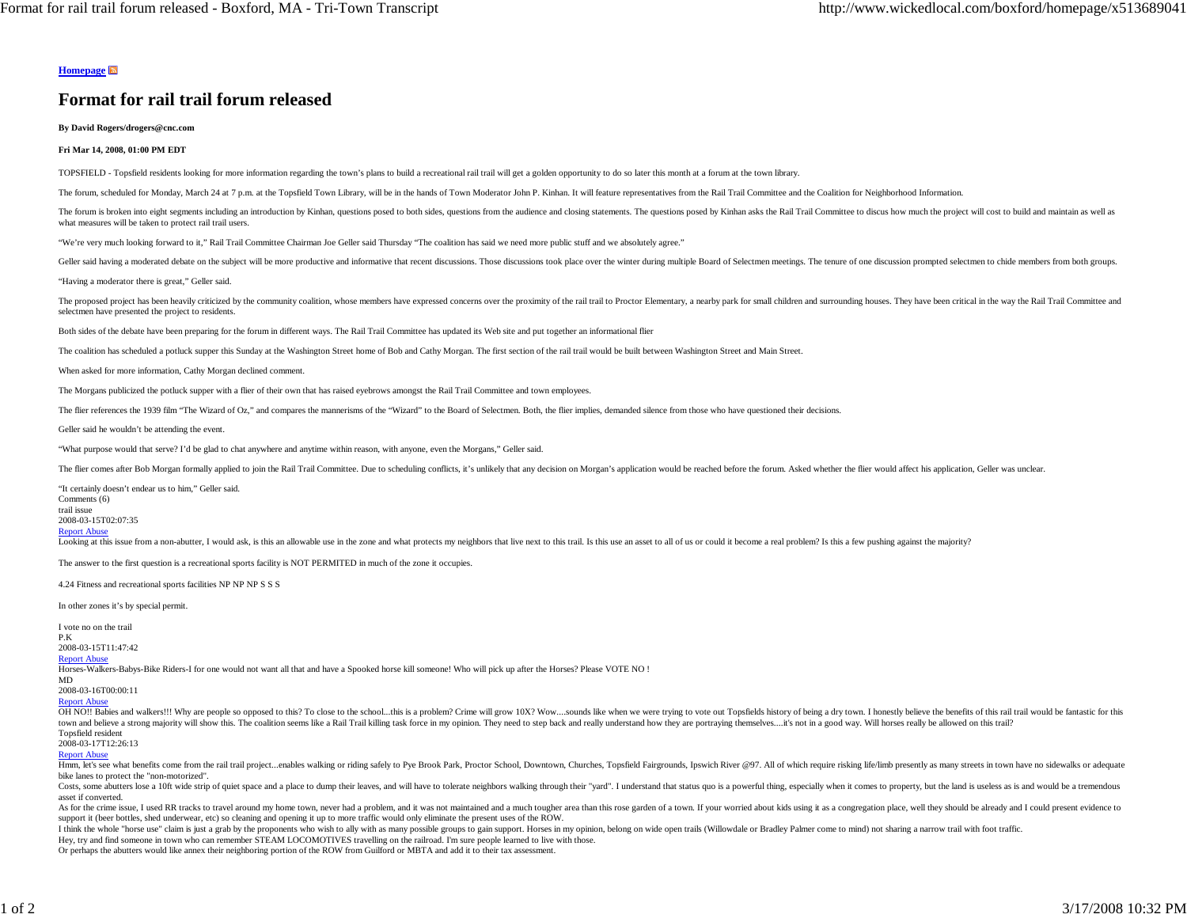**Homepage**

# Format for rail trail forum released

**By David Rogers/drogers@cnc.com**

**Fri Mar 14, 2008, 01:00 PM EDT**

TOPSFIELD - Topsfield residents looking for more information regarding the town's plans to build a recreational rail trail will get a golden opportunity to do so later this month at a forum at the town library.

The forum, scheduled for Monday, March 24 at 7 p.m. at the Topsfield Town Library, will be in the hands of Town Moderator John P. Kinhan. It will feature representatives from the Rail Trail Committee and the Coalition for Neighborhood Information.

The forum is broken into eight segments including an introduction by Kinhan, questions posed to both sides, questions from the audience and closing statements. The questions posed by Kinhan asks the Rail Trail Committee to discus how much the project will cost to build and maintain as well as what measures will be taken to protect rail trail users.

"We're very much looking forward to it," Rail Trail Committee Chairman Joe Geller said Thursday "The coalition has said we need more public stuff and we absolutely agree."

Geller said having a moderated debate on the subject will be more productive and informative that recent discussions. Those discussions took place over the winter during multiple Board of Selectmen meetings. The tenure of one discussion prompted selectmen to chide members from both groups.

"Having a moderator there is great," Geller said.

The proposed project has been heavily criticized by the community coalition, whose members have expressed concerns over the proximity of the rail trail to Proctor Elementary, a nearby park for small children and surrounding houses. They have been critical in the way the Rail Trail Committee and selectmen have presented the project to residents.

Both sides of the debate have been preparing for the forum in different ways. The Rail Trail Committee has updated its Web site and put together an informational flier

The coalition has scheduled a potluck supper this Sunday at the Washington Street home of Bob and Cathy Morgan. The first section of the rail trail would be built between Washington Street and Main Street.

When asked for more information, Cathy Morgan declined comment.

The Morgans publicized the potluck supper with a flier of their own that has raised eyebrows amongst the Rail Trail Committee and town employees.

The flier references the 1939 film "The Wizard of Oz," and compares the mannerisms of the "Wizard" to the Board of Selectmen. Both, the flier implies, demanded silence from those who have questioned their decisions.

Geller said he wouldn't be attending the event.

"What purpose would that serve? I'd be glad to chat anywhere and anytime within reason, with anyone, even the Morgans," Geller said.

The flier comes after Bob Morgan formally applied to join the Rail Trail Committee. Due to scheduling conflicts, it's unlikely that any decision on Morgan's application would be reached before the forum. Asked whether the flier would affect his application, Geller was unclear.

"It certainly doesn't endear us to him," Geller said.

Comments (6)

trail issue
2008-03-15T02:07:35
Report Abuse

Looking at this issue from a non-abutter, I would ask, is this an allowable use in the zone and what protects my neighbors that live next to this trail. Is this use an asset to all of us or could it become a real problem? Is this a few pushing against the majority?

The answer to the first question is a recreational sports facility is NOT PERMITED in much of the zone it occupies.

4.24 Fitness and recreational sports facilities NP NP NP S S S

In other zones it's by special permit.

I vote no on the trail

P.K
2008-03-15T11:47:42
Report Abuse

Horses-Walkers-Babys-Bike Riders-I for one would not want all that and have a Spooked horse kill someone! Who will pick up after the Horses? Please VOTE NO !

MD
2008-03-16T00:00:11
Report Abuse

OH NO!! Babies and walkers!!! Why are people so opposed to this? To close to the school...this is a problem? Crime will grow 10X? Wow....sounds like when we were trying to vote out Topsfields history of being a dry town. I honestly believe the benefits of this rail trail would be fantastic for this town and believe a strong majority will show this. The coalition seems like a Rail Trail killing task force in my opinion. They need to step back and really understand how they are portraying themselves....it's not in a good way. Will horses really be allowed on this trail?

Topsfield resident
2008-03-17T12:26:13
Report Abuse

Hmm, let's see what benefits come from the rail trail project...enables walking or riding safely to Pye Brook Park, Proctor School, Downtown, Churches, Topsfield Fairgrounds, Ipswich River @97. All of which require risking life/limb presently as many streets in town have no sidewalks or adequate bike lanes to protect the "non-motorized".

Costs, some abutters lose a 10ft wide strip of quiet space and a place to dump their leaves, and will have to tolerate neighbors walking through their "yard". I understand that status quo is a powerful thing, especially when it comes to property, but the land is useless as is and would be a tremendous asset if converted.

As for the crime issue, I used RR tracks to travel around my home town, never had a problem, and it was not maintained and a much tougher area than this rose garden of a town. If your worried about kids using it as a congregation place, well they should be already and I could present evidence to support it (beer bottles, shed underwear, etc) so cleaning and opening it up to more traffic would only eliminate the present uses of the ROW.

I think the whole "horse use" claim is just a grab by the proponents who wish to ally with as many possible groups to gain support. Horses in my opinion, belong on wide open trails (Willowdale or Bradley Palmer come to mind) not sharing a narrow trail with foot traffic.

Hey, try and find someone in town who can remember STEAM LOCOMOTIVES travelling on the railroad. I'm sure people learned to live with those.

Or perhaps the abutters would like annex their neighboring portion of the ROW from Guilford or MBTA and add it to their tax assessment.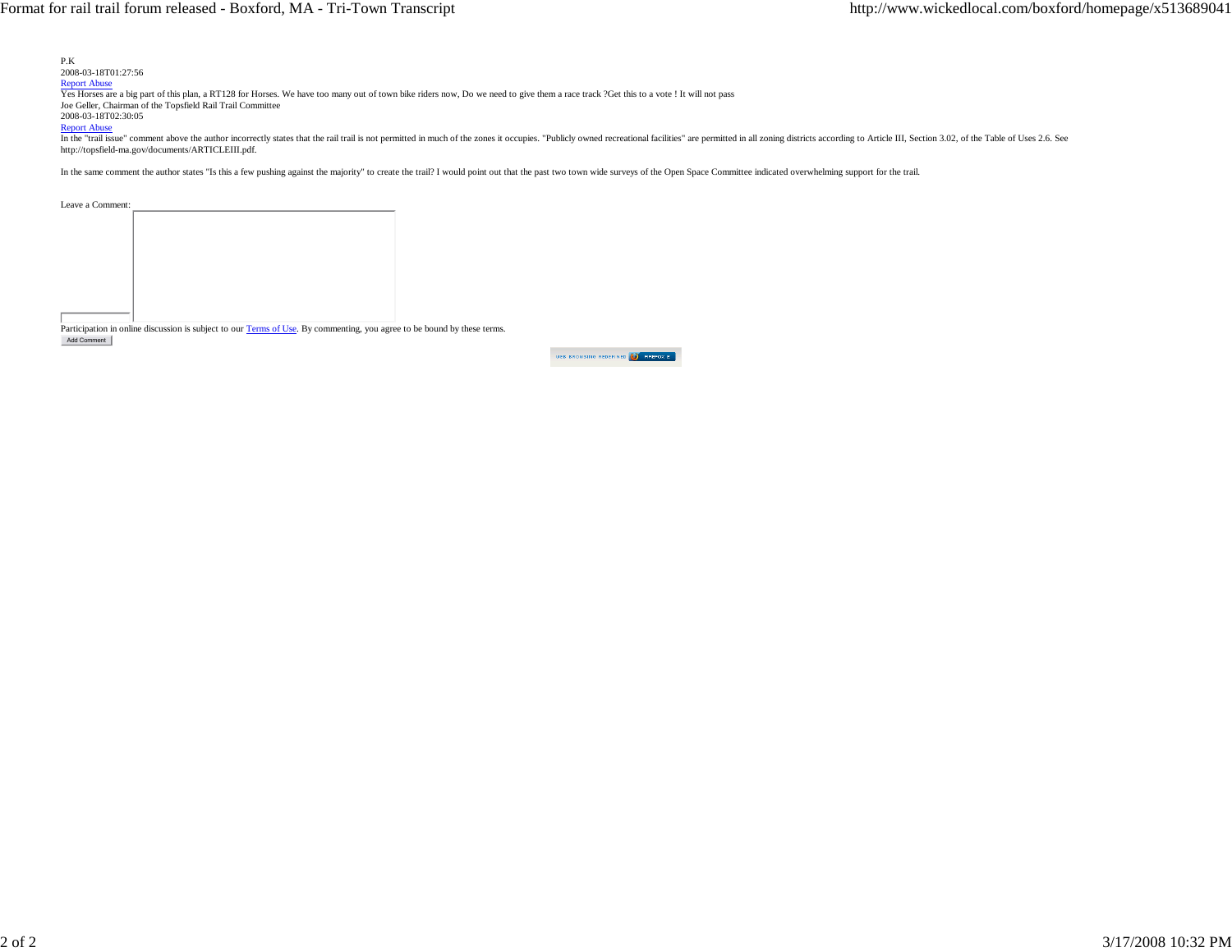P.K
2008-03-18T01:27:56
Report Abuse
Yes Horses are a big part of this plan, a RT128 for Horses. We have too many out of town bike riders now, Do we need to give them a race track ?Get this to a vote ! It will not pass

Joe Geller, Chairman of the Topsfield Rail Trail Committee
2008-03-18T02:30:05
Report Abuse
In the "trail issue" comment above the author incorrectly states that the rail trail is not permitted in much of the zones it occupies. "Publicly owned recreational facilities" are permitted in all zoning districts according to Article III, Section 3.02, of the Table of Uses 2.6. See http://topsfield-ma.gov/documents/ARTICLEIII.pdf.

In the same comment the author states "Is this a few pushing against the majority" to create the trail? I would point out that the past two town wide surveys of the Open Space Committee indicated overwhelming support for the trail.

Leave a Comment:

Participation in online discussion is subject to our Terms of Use. By commenting, you agree to be bound by these terms.

Add Comment